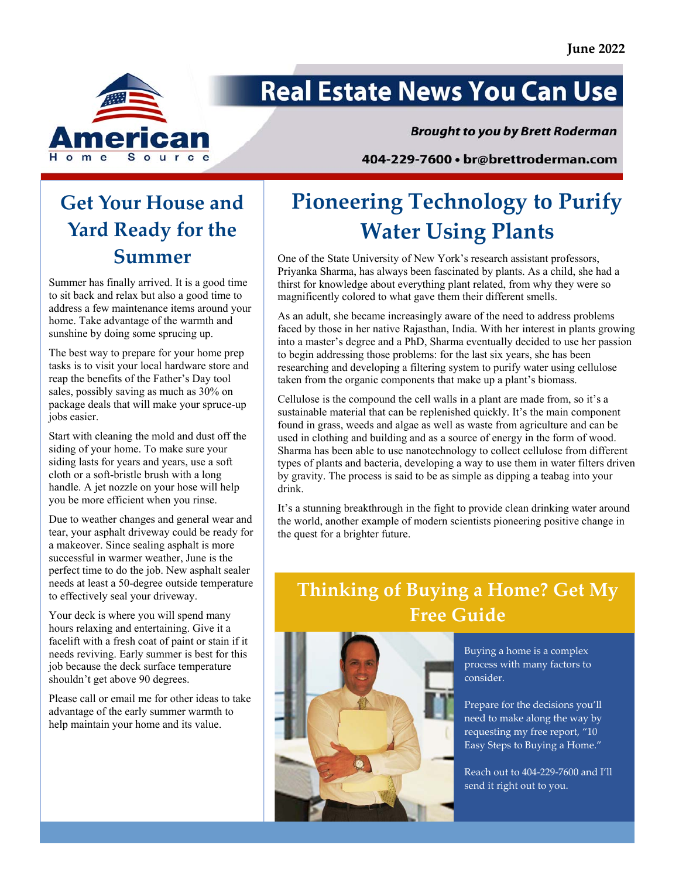June 2022

American Home Source

# Real Estate News You Can Use

***Brought to you by Brett Roderman***

**404-229-7600 • br@brettroderman.com**

## Get Your House and Yard Ready for the Summer

Summer has finally arrived. It is a good time to sit back and relax but also a good time to address a few maintenance items around your home. Take advantage of the warmth and sunshine by doing some sprucing up.

The best way to prepare for your home prep tasks is to visit your local hardware store and reap the benefits of the Father's Day tool sales, possibly saving as much as 30% on package deals that will make your spruce-up jobs easier.

Start with cleaning the mold and dust off the siding of your home. To make sure your siding lasts for years and years, use a soft cloth or a soft-bristle brush with a long handle. A jet nozzle on your hose will help you be more efficient when you rinse.

Due to weather changes and general wear and tear, your asphalt driveway could be ready for a makeover. Since sealing asphalt is more successful in warmer weather, June is the perfect time to do the job. New asphalt sealer needs at least a 50-degree outside temperature to effectively seal your driveway.

Your deck is where you will spend many hours relaxing and entertaining. Give it a facelift with a fresh coat of paint or stain if it needs reviving. Early summer is best for this job because the deck surface temperature shouldn't get above 90 degrees.

Please call or email me for other ideas to take advantage of the early summer warmth to help maintain your home and its value.

## Pioneering Technology to Purify Water Using Plants

One of the State University of New York's research assistant professors, Priyanka Sharma, has always been fascinated by plants. As a child, she had a thirst for knowledge about everything plant related, from why they were so magnificently colored to what gave them their different smells.

As an adult, she became increasingly aware of the need to address problems faced by those in her native Rajasthan, India. With her interest in plants growing into a master's degree and a PhD, Sharma eventually decided to use her passion to begin addressing those problems: for the last six years, she has been researching and developing a filtering system to purify water using cellulose taken from the organic components that make up a plant's biomass.

Cellulose is the compound the cell walls in a plant are made from, so it's a sustainable material that can be replenished quickly. It's the main component found in grass, weeds and algae as well as waste from agriculture and can be used in clothing and building and as a source of energy in the form of wood. Sharma has been able to use nanotechnology to collect cellulose from different types of plants and bacteria, developing a way to use them in water filters driven by gravity. The process is said to be as simple as dipping a teabag into your drink.

It's a stunning breakthrough in the fight to provide clean drinking water around the world, another example of modern scientists pioneering positive change in the quest for a brighter future.

## Thinking of Buying a Home? Get My Free Guide

Buying a home is a complex process with many factors to consider.

Prepare for the decisions you'll need to make along the way by requesting my free report, "10 Easy Steps to Buying a Home."

Reach out to 404-229-7600 and I'll send it right out to you.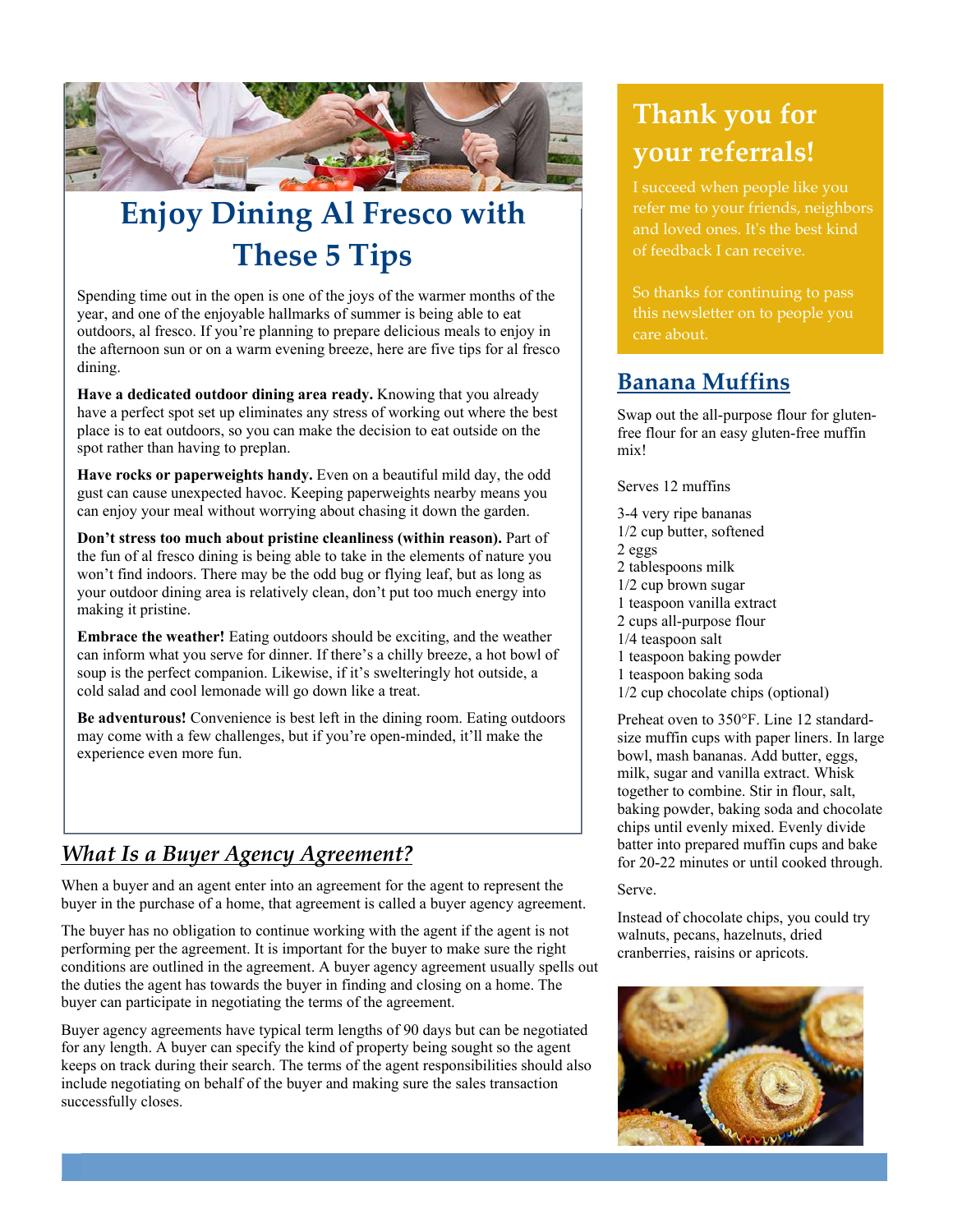# Enjoy Dining Al Fresco with These 5 Tips

Spending time out in the open is one of the joys of the warmer months of the year, and one of the enjoyable hallmarks of summer is being able to eat outdoors, al fresco. If you're planning to prepare delicious meals to enjoy in the afternoon sun or on a warm evening breeze, here are five tips for al fresco dining.

**Have a dedicated outdoor dining area ready.** Knowing that you already have a perfect spot set up eliminates any stress of working out where the best place is to eat outdoors, so you can make the decision to eat outside on the spot rather than having to preplan.

**Have rocks or paperweights handy.** Even on a beautiful mild day, the odd gust can cause unexpected havoc. Keeping paperweights nearby means you can enjoy your meal without worrying about chasing it down the garden.

**Don't stress too much about pristine cleanliness (within reason).** Part of the fun of al fresco dining is being able to take in the elements of nature you won't find indoors. There may be the odd bug or flying leaf, but as long as your outdoor dining area is relatively clean, don't put too much energy into making it pristine.

**Embrace the weather!** Eating outdoors should be exciting, and the weather can inform what you serve for dinner. If there's a chilly breeze, a hot bowl of soup is the perfect companion. Likewise, if it's swelteringly hot outside, a cold salad and cool lemonade will go down like a treat.

**Be adventurous!** Convenience is best left in the dining room. Eating outdoors may come with a few challenges, but if you're open-minded, it'll make the experience even more fun.

## *What Is a Buyer Agency Agreement?*

When a buyer and an agent enter into an agreement for the agent to represent the buyer in the purchase of a home, that agreement is called a buyer agency agreement.

The buyer has no obligation to continue working with the agent if the agent is not performing per the agreement. It is important for the buyer to make sure the right conditions are outlined in the agreement. A buyer agency agreement usually spells out the duties the agent has towards the buyer in finding and closing on a home. The buyer can participate in negotiating the terms of the agreement.

Buyer agency agreements have typical term lengths of 90 days but can be negotiated for any length. A buyer can specify the kind of property being sought so the agent keeps on track during their search. The terms of the agent responsibilities should also include negotiating on behalf of the buyer and making sure the sales transaction successfully closes.

## Thank you for your referrals!

I succeed when people like you refer me to your friends, neighbors and loved ones. It's the best kind of feedback I can receive.

So thanks for continuing to pass this newsletter on to people you care about.

## Banana Muffins

Swap out the all-purpose flour for gluten-free flour for an easy gluten-free muffin mix!

Serves 12 muffins

3-4 very ripe bananas
1/2 cup butter, softened
2 eggs
2 tablespoons milk
1/2 cup brown sugar
1 teaspoon vanilla extract
2 cups all-purpose flour
1/4 teaspoon salt
1 teaspoon baking powder
1 teaspoon baking soda
1/2 cup chocolate chips (optional)

Preheat oven to 350°F. Line 12 standard-size muffin cups with paper liners. In large bowl, mash bananas. Add butter, eggs, milk, sugar and vanilla extract. Whisk together to combine. Stir in flour, salt, baking powder, baking soda and chocolate chips until evenly mixed. Evenly divide batter into prepared muffin cups and bake for 20-22 minutes or until cooked through.

Serve.

Instead of chocolate chips, you could try walnuts, pecans, hazelnuts, dried cranberries, raisins or apricots.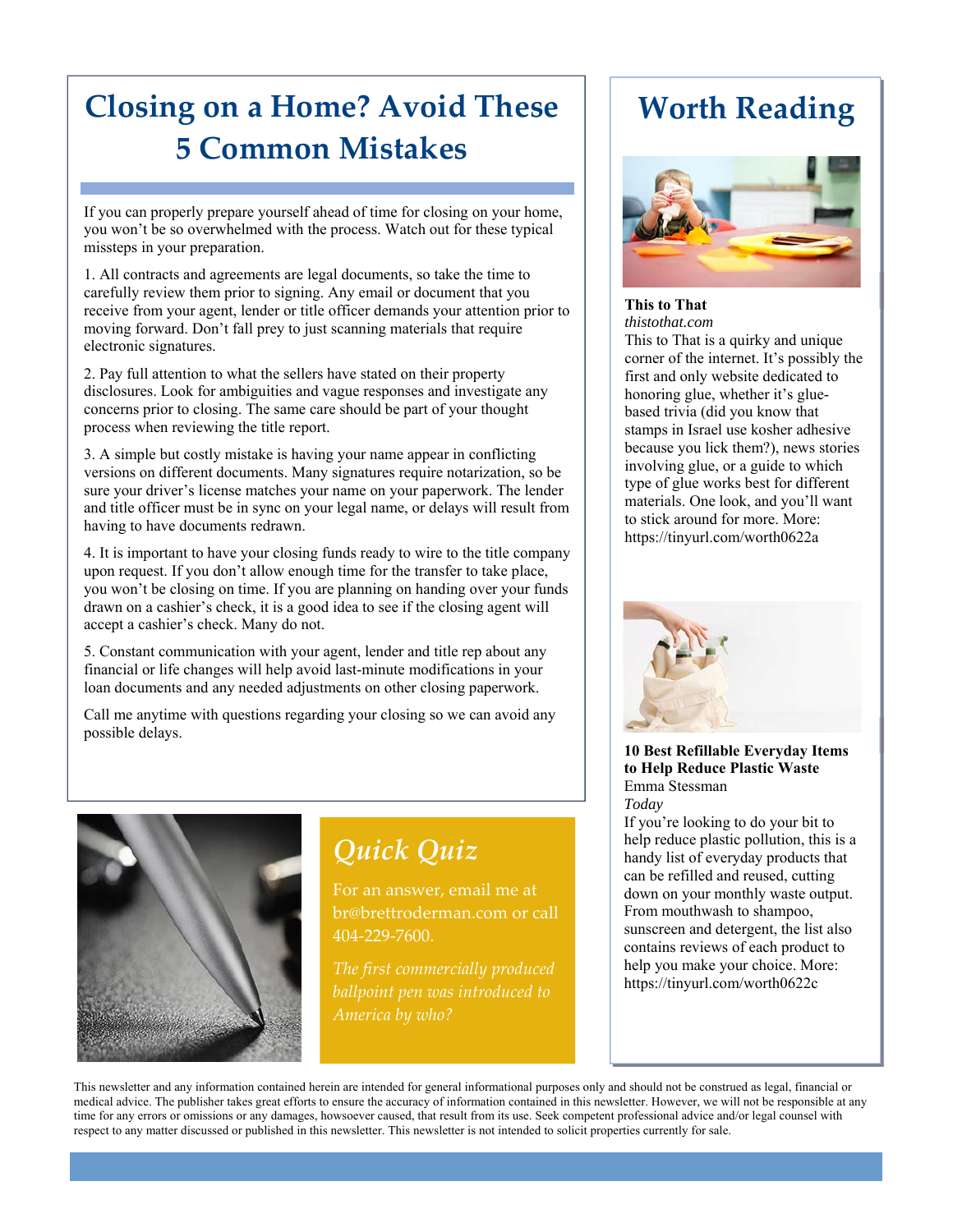# Closing on a Home? Avoid These 5 Common Mistakes

If you can properly prepare yourself ahead of time for closing on your home, you won't be so overwhelmed with the process. Watch out for these typical missteps in your preparation.

1. All contracts and agreements are legal documents, so take the time to carefully review them prior to signing. Any email or document that you receive from your agent, lender or title officer demands your attention prior to moving forward. Don't fall prey to just scanning materials that require electronic signatures.

2. Pay full attention to what the sellers have stated on their property disclosures. Look for ambiguities and vague responses and investigate any concerns prior to closing. The same care should be part of your thought process when reviewing the title report.

3. A simple but costly mistake is having your name appear in conflicting versions on different documents. Many signatures require notarization, so be sure your driver's license matches your name on your paperwork. The lender and title officer must be in sync on your legal name, or delays will result from having to have documents redrawn.

4. It is important to have your closing funds ready to wire to the title company upon request. If you don't allow enough time for the transfer to take place, you won't be closing on time. If you are planning on handing over your funds drawn on a cashier's check, it is a good idea to see if the closing agent will accept a cashier's check. Many do not.

5. Constant communication with your agent, lender and title rep about any financial or life changes will help avoid last-minute modifications in your loan documents and any needed adjustments on other closing paperwork.

Call me anytime with questions regarding your closing so we can avoid any possible delays.

## *Quick Quiz*

For an answer, email me at br@brettroderman.com or call 404-229-7600.

*The first commercially produced ballpoint pen was introduced to America by who?*

# Worth Reading

**This to That**
*thistothat.com*
This to That is a quirky and unique corner of the internet. It's possibly the first and only website dedicated to honoring glue, whether it's glue-based trivia (did you know that stamps in Israel use kosher adhesive because you lick them?), news stories involving glue, or a guide to which type of glue works best for different materials. One look, and you'll want to stick around for more. More: https://tinyurl.com/worth0622a

**10 Best Refillable Everyday Items to Help Reduce Plastic Waste**
Emma Stessman
*Today*
If you're looking to do your bit to help reduce plastic pollution, this is a handy list of everyday products that can be refilled and reused, cutting down on your monthly waste output. From mouthwash to shampoo, sunscreen and detergent, the list also contains reviews of each product to help you make your choice. More: https://tinyurl.com/worth0622c

This newsletter and any information contained herein are intended for general informational purposes only and should not be construed as legal, financial or medical advice. The publisher takes great efforts to ensure the accuracy of information contained in this newsletter. However, we will not be responsible at any time for any errors or omissions or any damages, howsoever caused, that result from its use. Seek competent professional advice and/or legal counsel with respect to any matter discussed or published in this newsletter. This newsletter is not intended to solicit properties currently for sale.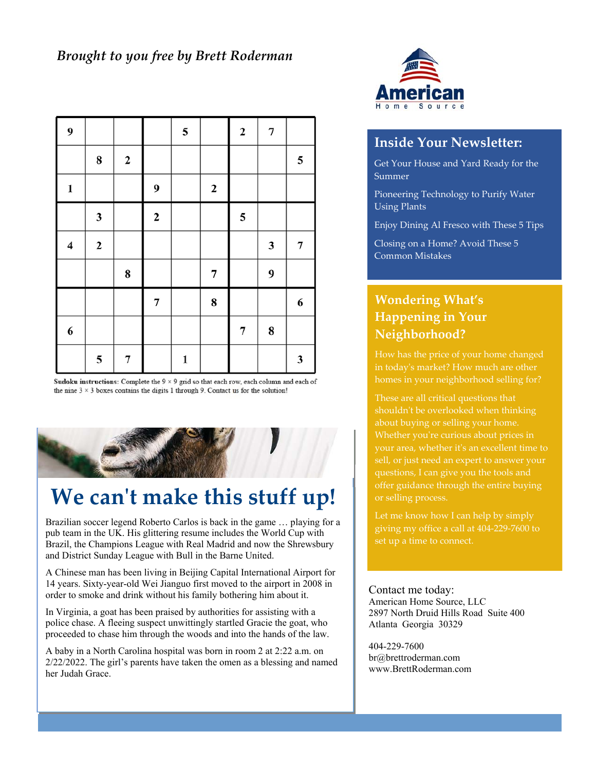*Brought to you free by Brett Roderman*

| | | | | | | | | |
|---|---|---|---|---|---|---|---|---|
| 9 | | | | 5 | | 2 | 7 | |
| | 8 | 2 | | | | | | 5 |
| 1 | | | 9 | | 2 | | | |
| | 3 | | 2 | | | 5 | | |
| 4 | 2 | | | | | | 3 | 7 |
| | | 8 | | | 7 | | 9 | |
| | | | 7 | | 8 | | | 6 |
| 6 | | | | | | 7 | 8 | |
| | 5 | 7 | | 1 | | | | 3 |

**Sudoku instructions**: Complete the 9 × 9 grid so that each row, each column and each of the nine 3 × 3 boxes contains the digits 1 through 9. Contact us for the solution!

# We can't make this stuff up!

Brazilian soccer legend Roberto Carlos is back in the game … playing for a pub team in the UK. His glittering resume includes the World Cup with Brazil, the Champions League with Real Madrid and now the Shrewsbury and District Sunday League with Bull in the Barne United.

A Chinese man has been living in Beijing Capital International Airport for 14 years. Sixty-year-old Wei Jianguo first moved to the airport in 2008 in order to smoke and drink without his family bothering him about it.

In Virginia, a goat has been praised by authorities for assisting with a police chase. A fleeing suspect unwittingly startled Gracie the goat, who proceeded to chase him through the woods and into the hands of the law.

A baby in a North Carolina hospital was born in room 2 at 2:22 a.m. on 2/22/2022. The girl's parents have taken the omen as a blessing and named her Judah Grace.

American
Home Source

## Inside Your Newsletter:

- Get Your House and Yard Ready for the Summer
- Pioneering Technology to Purify Water Using Plants
- Enjoy Dining Al Fresco with These 5 Tips
- Closing on a Home? Avoid These 5 Common Mistakes

## Wondering What's Happening in Your Neighborhood?

How has the price of your home changed in today's market? How much are other homes in your neighborhood selling for?

These are all critical questions that shouldn't be overlooked when thinking about buying or selling your home. Whether you're curious about prices in your area, whether it's an excellent time to sell, or just need an expert to answer your questions, I can give you the tools and offer guidance through the entire buying or selling process.

Let me know how I can help by simply giving my office a call at 404-229-7600 to set up a time to connect.

Contact me today:
American Home Source, LLC
2897 North Druid Hills Road Suite 400
Atlanta Georgia 30329

404-229-7600
br@brettroderman.com
www.BrettRoderman.com